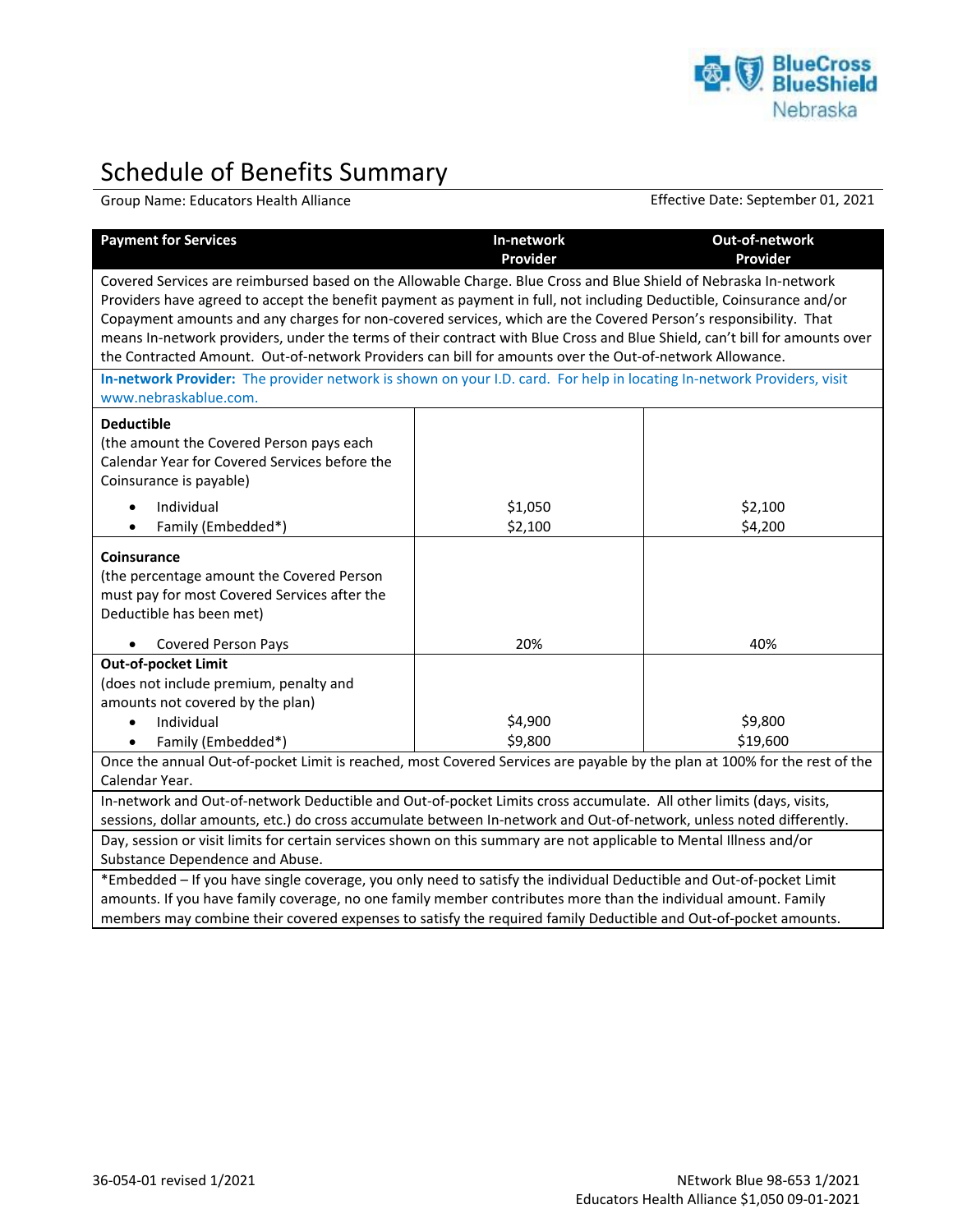# Schedule of Benefits Summary

Group Name: Educators Health Alliance

Effective Date: September 01, 2021

| Payment for Services | In-network Provider | Out-of-network Provider |
|---|---|---|
| Covered Services are reimbursed based on the Allowable Charge. Blue Cross and Blue Shield of Nebraska In-network Providers have agreed to accept the benefit payment as payment in full, not including Deductible, Coinsurance and/or Copayment amounts and any charges for non-covered services, which are the Covered Person's responsibility. That means In-network providers, under the terms of their contract with Blue Cross and Blue Shield, can't bill for amounts over the Contracted Amount. Out-of-network Providers can bill for amounts over the Out-of-network Allowance. | | |
| **In-network Provider:** The provider network is shown on your I.D. card. For help in locating In-network Providers, visit www.nebraskablue.com. | | |
| **Deductible**<br>(the amount the Covered Person pays each Calendar Year for Covered Services before the Coinsurance is payable) | | |
| • Individual | $1,050 | $2,100 |
| • Family (Embedded*) | $2,100 | $4,200 |
| **Coinsurance**<br>(the percentage amount the Covered Person must pay for most Covered Services after the Deductible has been met) | | |
| • Covered Person Pays | 20% | 40% |
| **Out-of-pocket Limit**<br>(does not include premium, penalty and amounts not covered by the plan) | | |
| • Individual | $4,900 | $9,800 |
| • Family (Embedded*) | $9,800 | $19,600 |
| Once the annual Out-of-pocket Limit is reached, most Covered Services are payable by the plan at 100% for the rest of the Calendar Year. | | |
| In-network and Out-of-network Deductible and Out-of-pocket Limits cross accumulate. All other limits (days, visits, sessions, dollar amounts, etc.) do cross accumulate between In-network and Out-of-network, unless noted differently. | | |
| Day, session or visit limits for certain services shown on this summary are not applicable to Mental Illness and/or Substance Dependence and Abuse. | | |
| *Embedded – If you have single coverage, you only need to satisfy the individual Deductible and Out-of-pocket Limit amounts. If you have family coverage, no one family member contributes more than the individual amount. Family members may combine their covered expenses to satisfy the required family Deductible and Out-of-pocket amounts. | | |

36-054-01 revised 1/2021

NEtwork Blue 98-653 1/2021
Educators Health Alliance $1,050 09-01-2021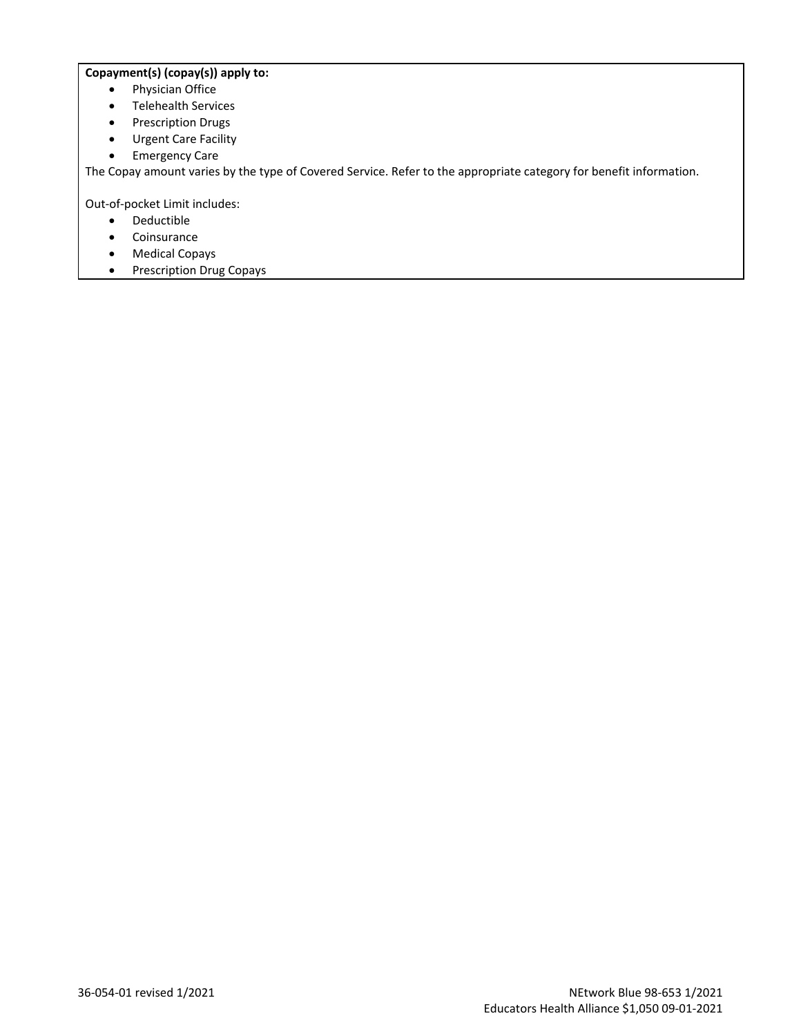**Copayment(s) (copay(s)) apply to:**

- Physician Office
- Telehealth Services
- Prescription Drugs
- Urgent Care Facility
- Emergency Care

The Copay amount varies by the type of Covered Service. Refer to the appropriate category for benefit information.

Out-of-pocket Limit includes:

- Deductible
- Coinsurance
- Medical Copays
- Prescription Drug Copays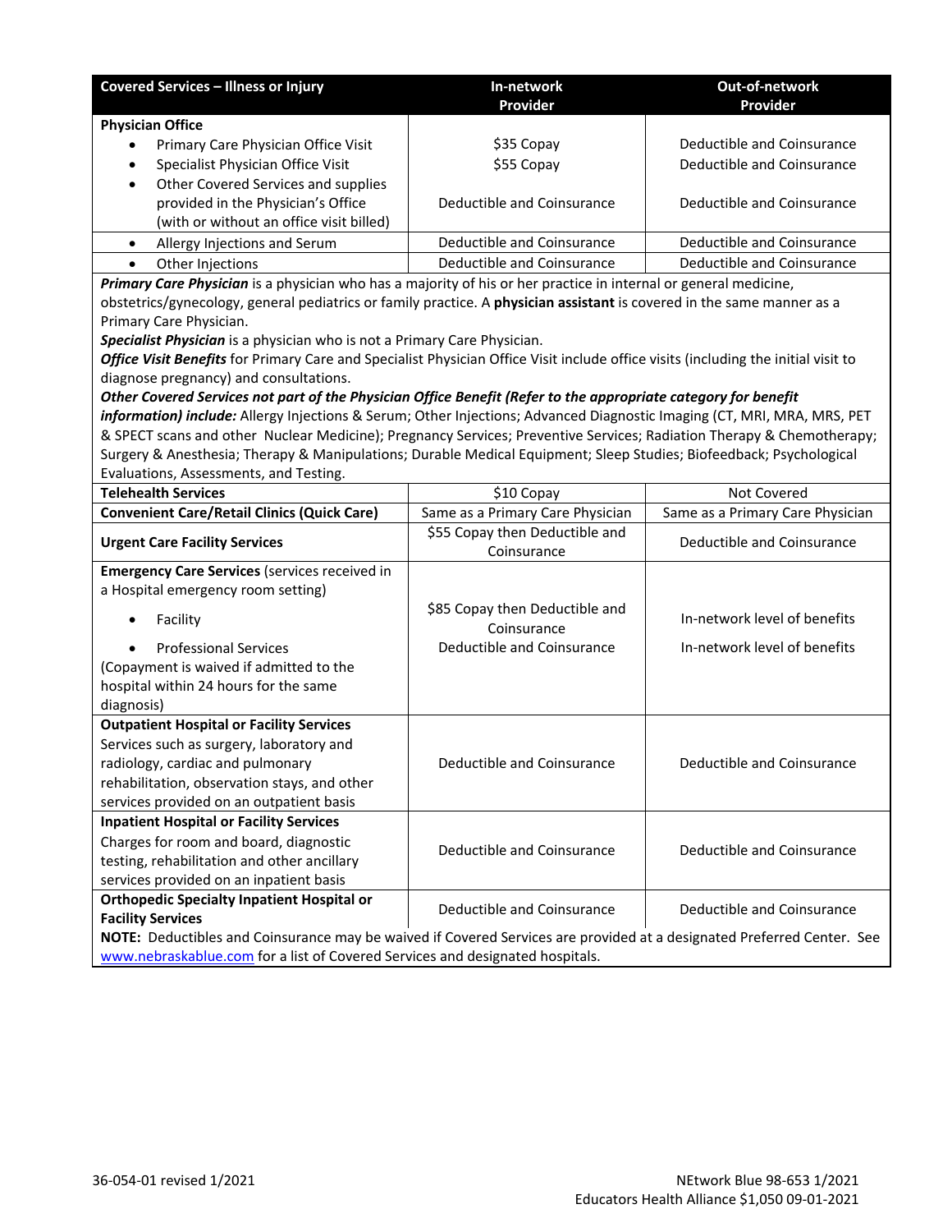| Covered Services – Illness or Injury | In-network Provider | Out-of-network Provider |
|---|---|---|
| **Physician Office** | | |
| • Primary Care Physician Office Visit | $35 Copay | Deductible and Coinsurance |
| • Specialist Physician Office Visit | $55 Copay | Deductible and Coinsurance |
| • Other Covered Services and supplies provided in the Physician's Office (with or without an office visit billed) | Deductible and Coinsurance | Deductible and Coinsurance |
| • Allergy Injections and Serum | Deductible and Coinsurance | Deductible and Coinsurance |
| • Other Injections | Deductible and Coinsurance | Deductible and Coinsurance |
| ***Primary Care Physician*** is a physician who has a majority of his or her practice in internal or general medicine, obstetrics/gynecology, general pediatrics or family practice. A **physician assistant** is covered in the same manner as a Primary Care Physician. ***Specialist Physician*** is a physician who is not a Primary Care Physician. ***Office Visit Benefits*** for Primary Care and Specialist Physician Office Visit include office visits (including the initial visit to diagnose pregnancy) and consultations. ***Other Covered Services not part of the Physician Office Benefit (Refer to the appropriate category for benefit information) include:*** Allergy Injections & Serum; Other Injections; Advanced Diagnostic Imaging (CT, MRI, MRA, MRS, PET & SPECT scans and other Nuclear Medicine); Pregnancy Services; Preventive Services; Radiation Therapy & Chemotherapy; Surgery & Anesthesia; Therapy & Manipulations; Durable Medical Equipment; Sleep Studies; Biofeedback; Psychological Evaluations, Assessments, and Testing. | | |
| **Telehealth Services** | $10 Copay | Not Covered |
| **Convenient Care/Retail Clinics (Quick Care)** | Same as a Primary Care Physician | Same as a Primary Care Physician |
| **Urgent Care Facility Services** | $55 Copay then Deductible and Coinsurance | Deductible and Coinsurance |
| **Emergency Care Services** (services received in a Hospital emergency room setting) | | |
| • Facility | $85 Copay then Deductible and Coinsurance | In-network level of benefits |
| • Professional Services | Deductible and Coinsurance | In-network level of benefits |
| (Copayment is waived if admitted to the hospital within 24 hours for the same diagnosis) | | |
| **Outpatient Hospital or Facility Services** Services such as surgery, laboratory and radiology, cardiac and pulmonary rehabilitation, observation stays, and other services provided on an outpatient basis | Deductible and Coinsurance | Deductible and Coinsurance |
| **Inpatient Hospital or Facility Services** Charges for room and board, diagnostic testing, rehabilitation and other ancillary services provided on an inpatient basis | Deductible and Coinsurance | Deductible and Coinsurance |
| **Orthopedic Specialty Inpatient Hospital or Facility Services** | Deductible and Coinsurance | Deductible and Coinsurance |
| **NOTE:** Deductibles and Coinsurance may be waived if Covered Services are provided at a designated Preferred Center. See www.nebraskablue.com for a list of Covered Services and designated hospitals. | | |

36-054-01 revised 1/2021

NEtwork Blue 98-653 1/2021
Educators Health Alliance $1,050 09-01-2021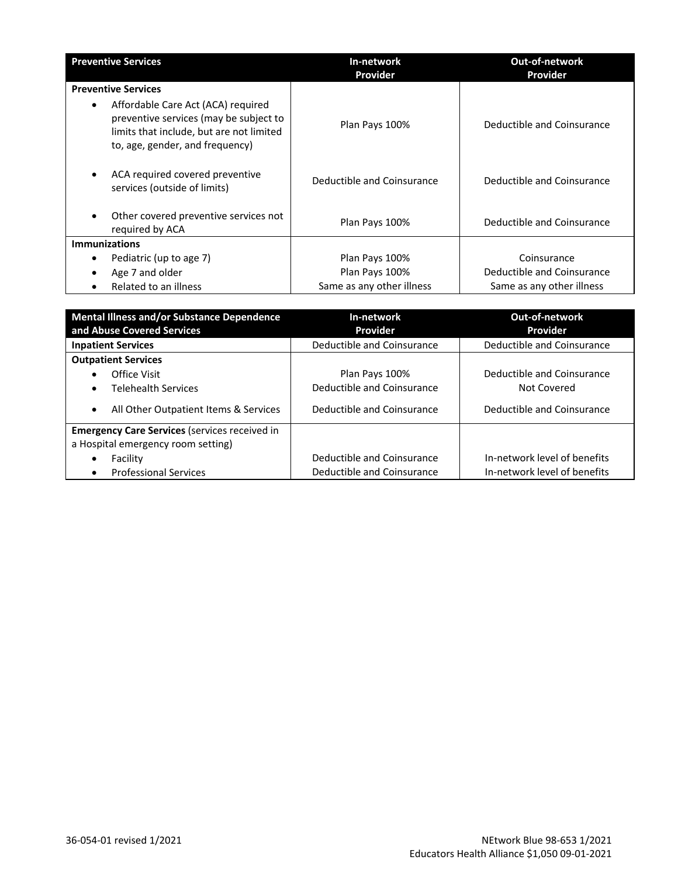| Preventive Services | In-network Provider | Out-of-network Provider |
|---|---|---|
| **Preventive Services** | | |
| • Affordable Care Act (ACA) required preventive services (may be subject to limits that include, but are not limited to, age, gender, and frequency) | Plan Pays 100% | Deductible and Coinsurance |
| • ACA required covered preventive services (outside of limits) | Deductible and Coinsurance | Deductible and Coinsurance |
| • Other covered preventive services not required by ACA | Plan Pays 100% | Deductible and Coinsurance |
| **Immunizations** | | |
| • Pediatric (up to age 7) | Plan Pays 100% | Coinsurance |
| • Age 7 and older | Plan Pays 100% | Deductible and Coinsurance |
| • Related to an illness | Same as any other illness | Same as any other illness |

| Mental Illness and/or Substance Dependence and Abuse Covered Services | In-network Provider | Out-of-network Provider |
|---|---|---|
| **Inpatient Services** | Deductible and Coinsurance | Deductible and Coinsurance |
| **Outpatient Services** | | |
| • Office Visit | Plan Pays 100% | Deductible and Coinsurance |
| • Telehealth Services | Deductible and Coinsurance | Not Covered |
| • All Other Outpatient Items & Services | Deductible and Coinsurance | Deductible and Coinsurance |
| **Emergency Care Services** (services received in a Hospital emergency room setting) | | |
| • Facility | Deductible and Coinsurance | In-network level of benefits |
| • Professional Services | Deductible and Coinsurance | In-network level of benefits |

36-054-01 revised 1/2021

NEtwork Blue 98-653 1/2021
Educators Health Alliance $1,050 09-01-2021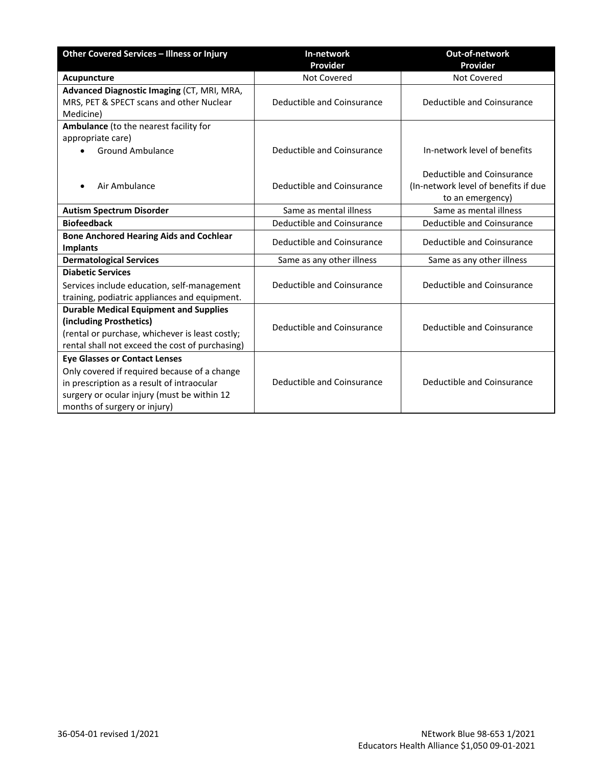| **Other Covered Services – Illness or Injury** | **In-network Provider** | **Out-of-network Provider** |
|---|---|---|
| **Acupuncture** | Not Covered | Not Covered |
| **Advanced Diagnostic Imaging** (CT, MRI, MRA, MRS, PET & SPECT scans and other Nuclear Medicine) | Deductible and Coinsurance | Deductible and Coinsurance |
| **Ambulance** (to the nearest facility for appropriate care) | | |
| • Ground Ambulance | Deductible and Coinsurance | In-network level of benefits |
| • Air Ambulance | Deductible and Coinsurance | Deductible and Coinsurance (In-network level of benefits if due to an emergency) |
| **Autism Spectrum Disorder** | Same as mental illness | Same as mental illness |
| **Biofeedback** | Deductible and Coinsurance | Deductible and Coinsurance |
| **Bone Anchored Hearing Aids and Cochlear Implants** | Deductible and Coinsurance | Deductible and Coinsurance |
| **Dermatological Services** | Same as any other illness | Same as any other illness |
| **Diabetic Services** Services include education, self-management training, podiatric appliances and equipment. | Deductible and Coinsurance | Deductible and Coinsurance |
| **Durable Medical Equipment and Supplies (including Prosthetics)** (rental or purchase, whichever is least costly; rental shall not exceed the cost of purchasing) | Deductible and Coinsurance | Deductible and Coinsurance |
| **Eye Glasses or Contact Lenses** Only covered if required because of a change in prescription as a result of intraocular surgery or ocular injury (must be within 12 months of surgery or injury) | Deductible and Coinsurance | Deductible and Coinsurance |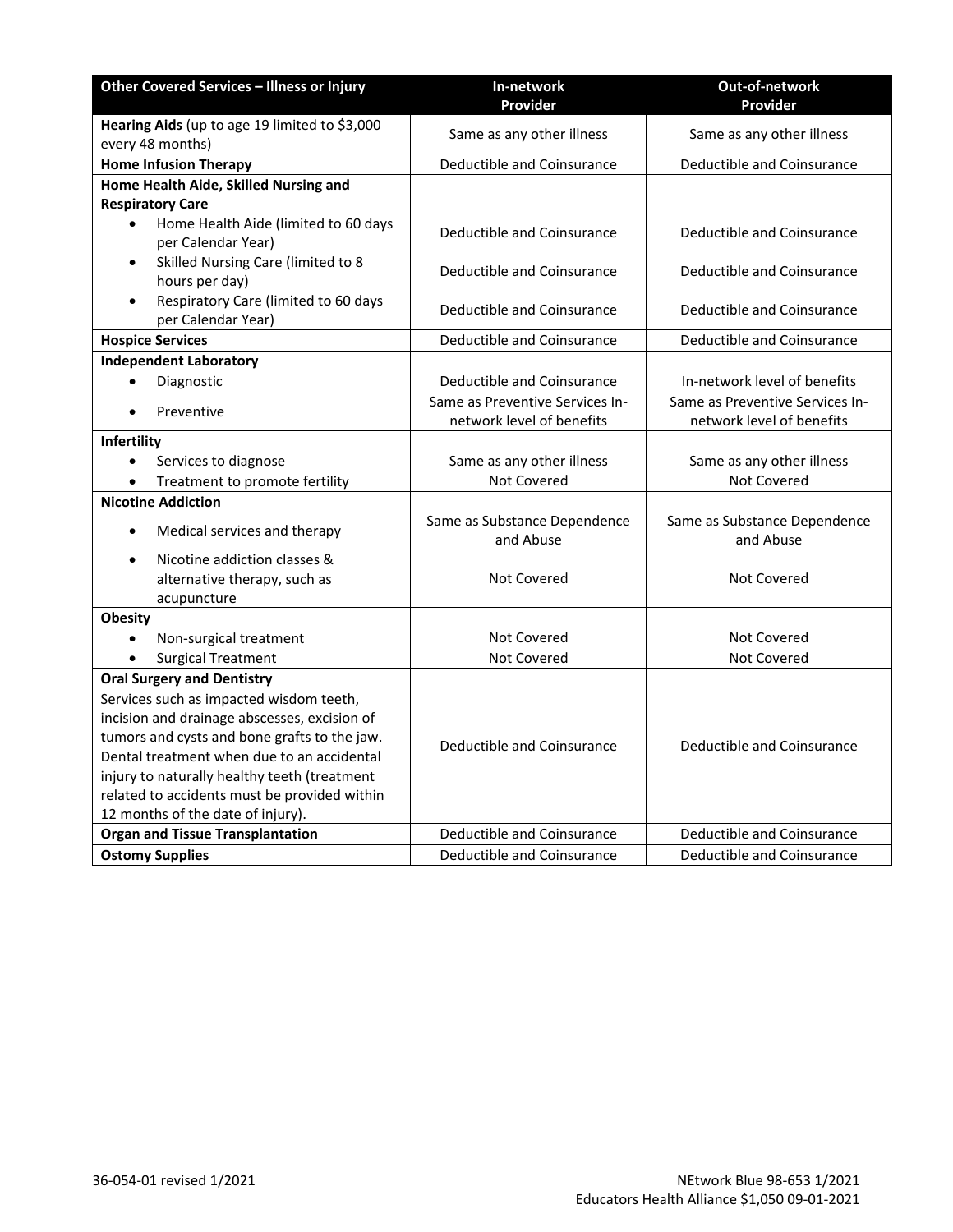| **Other Covered Services – Illness or Injury** | **In-network Provider** | **Out-of-network Provider** |
|---|---|---|
| **Hearing Aids** (up to age 19 limited to $3,000 every 48 months) | Same as any other illness | Same as any other illness |
| **Home Infusion Therapy** | Deductible and Coinsurance | Deductible and Coinsurance |
| **Home Health Aide, Skilled Nursing and Respiratory Care** | | |
| • Home Health Aide (limited to 60 days per Calendar Year) | Deductible and Coinsurance | Deductible and Coinsurance |
| • Skilled Nursing Care (limited to 8 hours per day) | Deductible and Coinsurance | Deductible and Coinsurance |
| • Respiratory Care (limited to 60 days per Calendar Year) | Deductible and Coinsurance | Deductible and Coinsurance |
| **Hospice Services** | Deductible and Coinsurance | Deductible and Coinsurance |
| **Independent Laboratory** | | |
| • Diagnostic | Deductible and Coinsurance | In-network level of benefits |
| • Preventive | Same as Preventive Services In-network level of benefits | Same as Preventive Services In-network level of benefits |
| **Infertility** | | |
| • Services to diagnose | Same as any other illness | Same as any other illness |
| • Treatment to promote fertility | Not Covered | Not Covered |
| **Nicotine Addiction** | | |
| • Medical services and therapy | Same as Substance Dependence and Abuse | Same as Substance Dependence and Abuse |
| • Nicotine addiction classes & alternative therapy, such as acupuncture | Not Covered | Not Covered |
| **Obesity** | | |
| • Non-surgical treatment | Not Covered | Not Covered |
| • Surgical Treatment | Not Covered | Not Covered |
| **Oral Surgery and Dentistry** Services such as impacted wisdom teeth, incision and drainage abscesses, excision of tumors and cysts and bone grafts to the jaw. Dental treatment when due to an accidental injury to naturally healthy teeth (treatment related to accidents must be provided within 12 months of the date of injury). | Deductible and Coinsurance | Deductible and Coinsurance |
| **Organ and Tissue Transplantation** | Deductible and Coinsurance | Deductible and Coinsurance |
| **Ostomy Supplies** | Deductible and Coinsurance | Deductible and Coinsurance |

36-054-01 revised 1/2021

NEtwork Blue 98-653 1/2021
Educators Health Alliance $1,050 09-01-2021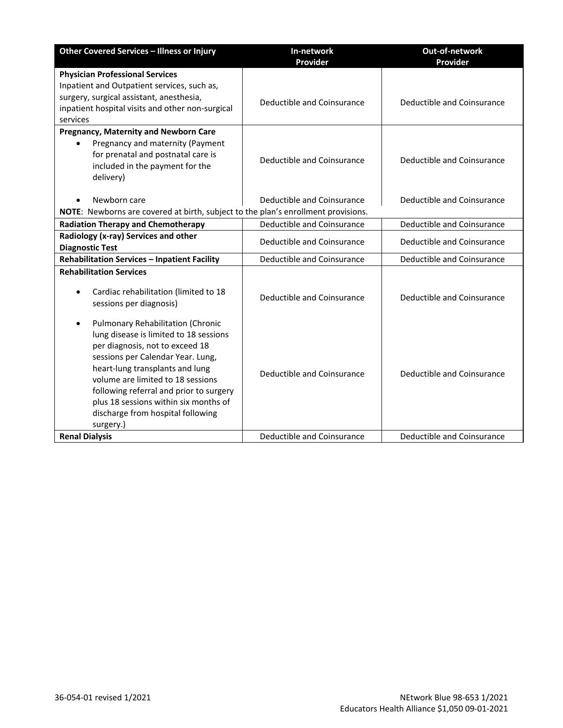| Other Covered Services – Illness or Injury | In-network Provider | Out-of-network Provider |
|---|---|---|
| **Physician Professional Services** Inpatient and Outpatient services, such as, surgery, surgical assistant, anesthesia, inpatient hospital visits and other non-surgical services | Deductible and Coinsurance | Deductible and Coinsurance |
| **Pregnancy, Maternity and Newborn Care** | | |
| • Pregnancy and maternity (Payment for prenatal and postnatal care is included in the payment for the delivery) | Deductible and Coinsurance | Deductible and Coinsurance |
| • Newborn care | Deductible and Coinsurance | Deductible and Coinsurance |
| **NOTE**: Newborns are covered at birth, subject to the plan's enrollment provisions. | | |
| **Radiation Therapy and Chemotherapy** | Deductible and Coinsurance | Deductible and Coinsurance |
| **Radiology (x-ray) Services and other Diagnostic Test** | Deductible and Coinsurance | Deductible and Coinsurance |
| **Rehabilitation Services – Inpatient Facility** | Deductible and Coinsurance | Deductible and Coinsurance |
| **Rehabilitation Services** | | |
| • Cardiac rehabilitation (limited to 18 sessions per diagnosis) | Deductible and Coinsurance | Deductible and Coinsurance |
| • Pulmonary Rehabilitation (Chronic lung disease is limited to 18 sessions per diagnosis, not to exceed 18 sessions per Calendar Year. Lung, heart-lung transplants and lung volume are limited to 18 sessions following referral and prior to surgery plus 18 sessions within six months of discharge from hospital following surgery.) | Deductible and Coinsurance | Deductible and Coinsurance |
| **Renal Dialysis** | Deductible and Coinsurance | Deductible and Coinsurance |

36-054-01 revised 1/2021

NEtwork Blue 98-653 1/2021
Educators Health Alliance $1,050 09-01-2021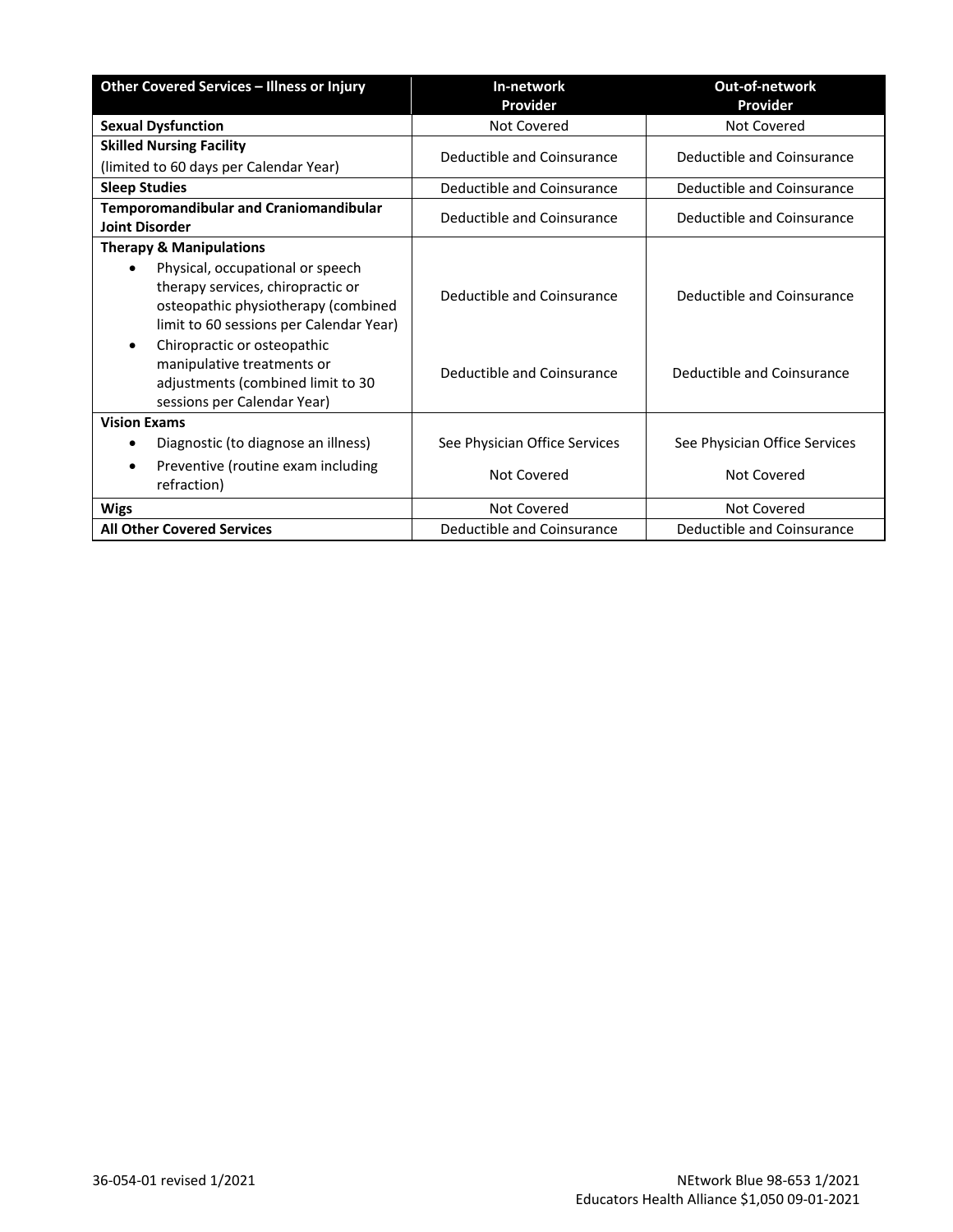| Other Covered Services – Illness or Injury | In-network Provider | Out-of-network Provider |
|---|---|---|
| **Sexual Dysfunction** | Not Covered | Not Covered |
| **Skilled Nursing Facility** (limited to 60 days per Calendar Year) | Deductible and Coinsurance | Deductible and Coinsurance |
| **Sleep Studies** | Deductible and Coinsurance | Deductible and Coinsurance |
| **Temporomandibular and Craniomandibular Joint Disorder** | Deductible and Coinsurance | Deductible and Coinsurance |
| **Therapy & Manipulations** | | |
| • Physical, occupational or speech therapy services, chiropractic or osteopathic physiotherapy (combined limit to 60 sessions per Calendar Year) | Deductible and Coinsurance | Deductible and Coinsurance |
| • Chiropractic or osteopathic manipulative treatments or adjustments (combined limit to 30 sessions per Calendar Year) | Deductible and Coinsurance | Deductible and Coinsurance |
| **Vision Exams** | | |
| • Diagnostic (to diagnose an illness) | See Physician Office Services | See Physician Office Services |
| • Preventive (routine exam including refraction) | Not Covered | Not Covered |
| **Wigs** | Not Covered | Not Covered |
| **All Other Covered Services** | Deductible and Coinsurance | Deductible and Coinsurance |

36-054-01 revised 1/2021

NEtwork Blue 98-653 1/2021
Educators Health Alliance $1,050 09-01-2021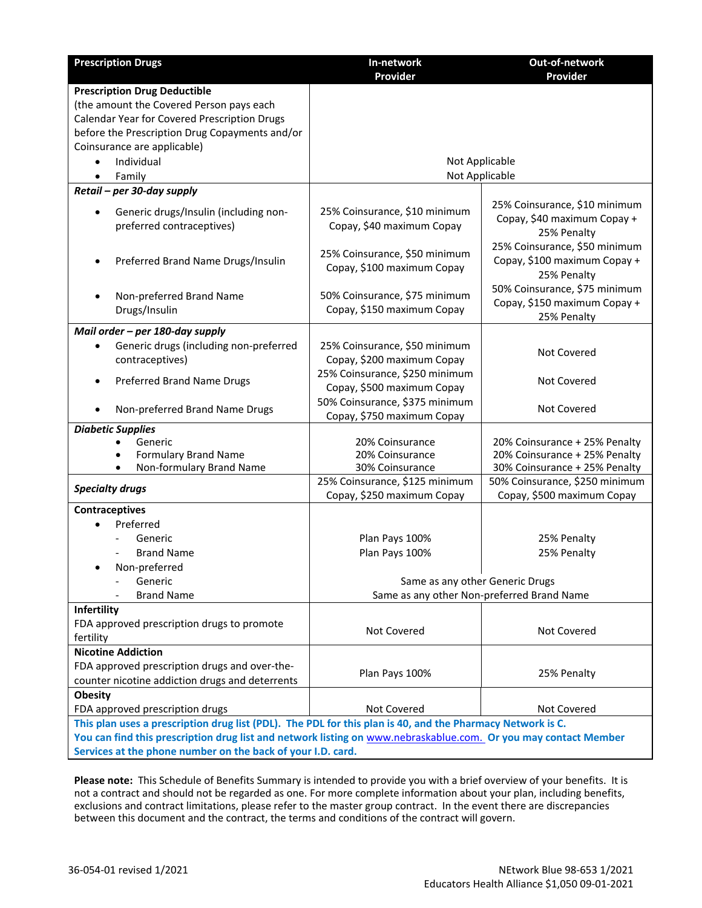| Prescription Drugs | In-network Provider | Out-of-network Provider |
|---|---|---|
| **Prescription Drug Deductible** (the amount the Covered Person pays each Calendar Year for Covered Prescription Drugs before the Prescription Drug Copayments and/or Coinsurance are applicable) | | |
| • Individual | Not Applicable | |
| • Family | Not Applicable | |
| ***Retail – per 30-day supply*** | | |
| • Generic drugs/Insulin (including non-preferred contraceptives) | 25% Coinsurance, $10 minimum Copay, $40 maximum Copay | 25% Coinsurance, $10 minimum Copay, $40 maximum Copay + 25% Penalty |
| • Preferred Brand Name Drugs/Insulin | 25% Coinsurance, $50 minimum Copay, $100 maximum Copay | 25% Coinsurance, $50 minimum Copay, $100 maximum Copay + 25% Penalty |
| • Non-preferred Brand Name Drugs/Insulin | 50% Coinsurance, $75 minimum Copay, $150 maximum Copay | 50% Coinsurance, $75 minimum Copay, $150 maximum Copay + 25% Penalty |
| ***Mail order – per 180-day supply*** | | |
| • Generic drugs (including non-preferred contraceptives) | 25% Coinsurance, $50 minimum Copay, $200 maximum Copay | Not Covered |
| • Preferred Brand Name Drugs | 25% Coinsurance, $250 minimum Copay, $500 maximum Copay | Not Covered |
| • Non-preferred Brand Name Drugs | 50% Coinsurance, $375 minimum Copay, $750 maximum Copay | Not Covered |
| ***Diabetic Supplies*** | | |
| • Generic | 20% Coinsurance | 20% Coinsurance + 25% Penalty |
| • Formulary Brand Name | 20% Coinsurance | 20% Coinsurance + 25% Penalty |
| • Non-formulary Brand Name | 30% Coinsurance | 30% Coinsurance + 25% Penalty |
| ***Specialty drugs*** | 25% Coinsurance, $125 minimum Copay, $250 maximum Copay | 50% Coinsurance, $250 minimum Copay, $500 maximum Copay |
| **Contraceptives** | | |
| • Preferred | | |
| - Generic | Plan Pays 100% | 25% Penalty |
| - Brand Name | Plan Pays 100% | 25% Penalty |
| • Non-preferred | | |
| - Generic | Same as any other Generic Drugs | |
| - Brand Name | Same as any other Non-preferred Brand Name | |
| **Infertility** FDA approved prescription drugs to promote fertility | Not Covered | Not Covered |
| **Nicotine Addiction** FDA approved prescription drugs and over-the-counter nicotine addiction drugs and deterrents | Plan Pays 100% | 25% Penalty |
| **Obesity** FDA approved prescription drugs | Not Covered | Not Covered |
| **This plan uses a prescription drug list (PDL). The PDL for this plan is 40, and the Pharmacy Network is C. You can find this prescription drug list and network listing on www.nebraskablue.com. Or you may contact Member Services at the phone number on the back of your I.D. card.** | | |

**Please note:** This Schedule of Benefits Summary is intended to provide you with a brief overview of your benefits. It is not a contract and should not be regarded as one. For more complete information about your plan, including benefits, exclusions and contract limitations, please refer to the master group contract. In the event there are discrepancies between this document and the contract, the terms and conditions of the contract will govern.

36-054-01 revised 1/2021

NEtwork Blue 98-653 1/2021
Educators Health Alliance $1,050 09-01-2021